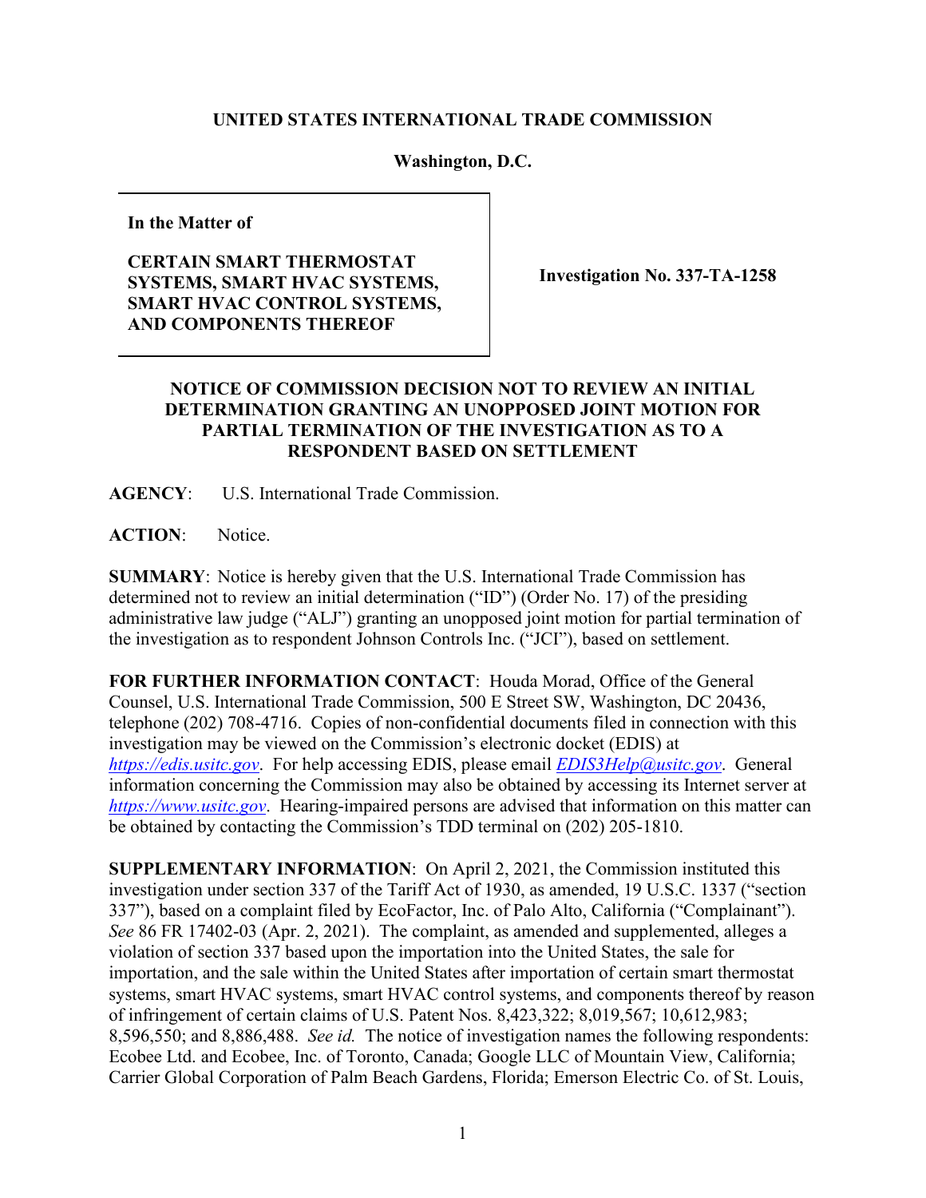**UNITED STATES INTERNATIONAL TRADE COMMISSION**

**Washington, D.C.**

| | |
|---|---|
| **In the Matter of**<br><br>**CERTAIN SMART THERMOSTAT SYSTEMS, SMART HVAC SYSTEMS, SMART HVAC CONTROL SYSTEMS, AND COMPONENTS THEREOF** | **Investigation No. 337-TA-1258** |

**NOTICE OF COMMISSION DECISION NOT TO REVIEW AN INITIAL DETERMINATION GRANTING AN UNOPPOSED JOINT MOTION FOR PARTIAL TERMINATION OF THE INVESTIGATION AS TO A RESPONDENT BASED ON SETTLEMENT**

**AGENCY**: U.S. International Trade Commission.

**ACTION**: Notice.

**SUMMARY**: Notice is hereby given that the U.S. International Trade Commission has determined not to review an initial determination ("ID") (Order No. 17) of the presiding administrative law judge ("ALJ") granting an unopposed joint motion for partial termination of the investigation as to respondent Johnson Controls Inc. ("JCI"), based on settlement.

**FOR FURTHER INFORMATION CONTACT**: Houda Morad, Office of the General Counsel, U.S. International Trade Commission, 500 E Street SW, Washington, DC 20436, telephone (202) 708-4716. Copies of non-confidential documents filed in connection with this investigation may be viewed on the Commission's electronic docket (EDIS) at *https://edis.usitc.gov*. For help accessing EDIS, please email *EDIS3Help@usitc.gov*. General information concerning the Commission may also be obtained by accessing its Internet server at *https://www.usitc.gov*. Hearing-impaired persons are advised that information on this matter can be obtained by contacting the Commission's TDD terminal on (202) 205-1810.

**SUPPLEMENTARY INFORMATION**: On April 2, 2021, the Commission instituted this investigation under section 337 of the Tariff Act of 1930, as amended, 19 U.S.C. 1337 ("section 337"), based on a complaint filed by EcoFactor, Inc. of Palo Alto, California ("Complainant"). *See* 86 FR 17402-03 (Apr. 2, 2021). The complaint, as amended and supplemented, alleges a violation of section 337 based upon the importation into the United States, the sale for importation, and the sale within the United States after importation of certain smart thermostat systems, smart HVAC systems, smart HVAC control systems, and components thereof by reason of infringement of certain claims of U.S. Patent Nos. 8,423,322; 8,019,567; 10,612,983; 8,596,550; and 8,886,488. *See id.* The notice of investigation names the following respondents: Ecobee Ltd. and Ecobee, Inc. of Toronto, Canada; Google LLC of Mountain View, California; Carrier Global Corporation of Palm Beach Gardens, Florida; Emerson Electric Co. of St. Louis,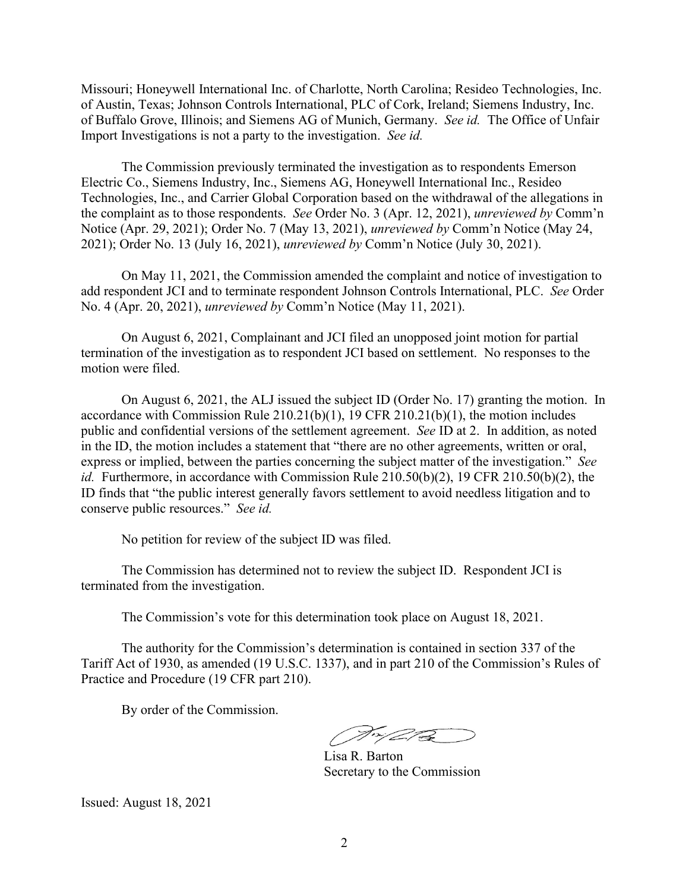Missouri; Honeywell International Inc. of Charlotte, North Carolina; Resideo Technologies, Inc. of Austin, Texas; Johnson Controls International, PLC of Cork, Ireland; Siemens Industry, Inc. of Buffalo Grove, Illinois; and Siemens AG of Munich, Germany. *See id.* The Office of Unfair Import Investigations is not a party to the investigation. *See id.*

The Commission previously terminated the investigation as to respondents Emerson Electric Co., Siemens Industry, Inc., Siemens AG, Honeywell International Inc., Resideo Technologies, Inc., and Carrier Global Corporation based on the withdrawal of the allegations in the complaint as to those respondents. *See* Order No. 3 (Apr. 12, 2021), *unreviewed by* Comm'n Notice (Apr. 29, 2021); Order No. 7 (May 13, 2021), *unreviewed by* Comm'n Notice (May 24, 2021); Order No. 13 (July 16, 2021), *unreviewed by* Comm'n Notice (July 30, 2021).

On May 11, 2021, the Commission amended the complaint and notice of investigation to add respondent JCI and to terminate respondent Johnson Controls International, PLC. *See* Order No. 4 (Apr. 20, 2021), *unreviewed by* Comm'n Notice (May 11, 2021).

On August 6, 2021, Complainant and JCI filed an unopposed joint motion for partial termination of the investigation as to respondent JCI based on settlement. No responses to the motion were filed.

On August 6, 2021, the ALJ issued the subject ID (Order No. 17) granting the motion. In accordance with Commission Rule 210.21(b)(1), 19 CFR 210.21(b)(1), the motion includes public and confidential versions of the settlement agreement. *See* ID at 2. In addition, as noted in the ID, the motion includes a statement that "there are no other agreements, written or oral, express or implied, between the parties concerning the subject matter of the investigation." *See id.* Furthermore, in accordance with Commission Rule 210.50(b)(2), 19 CFR 210.50(b)(2), the ID finds that "the public interest generally favors settlement to avoid needless litigation and to conserve public resources." *See id.*

No petition for review of the subject ID was filed.

The Commission has determined not to review the subject ID. Respondent JCI is terminated from the investigation.

The Commission's vote for this determination took place on August 18, 2021.

The authority for the Commission's determination is contained in section 337 of the Tariff Act of 1930, as amended (19 U.S.C. 1337), and in part 210 of the Commission's Rules of Practice and Procedure (19 CFR part 210).

By order of the Commission.

Lisa R. Barton
Secretary to the Commission

Issued: August 18, 2021